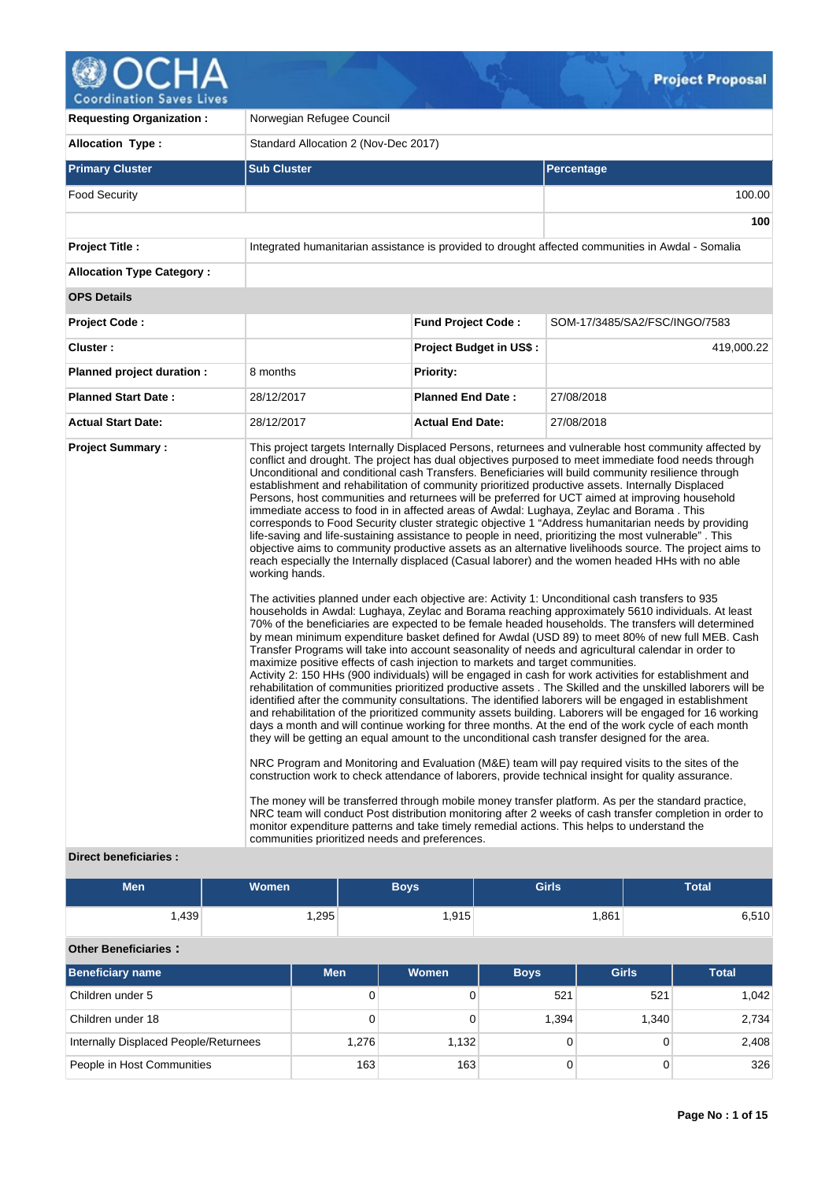# Project Proposal

| | | | |
|---|---|---|---|
| **Requesting Organization :** | Norwegian Refugee Council | | |
| **Allocation Type :** | Standard Allocation 2 (Nov-Dec 2017) | | |

| Primary Cluster | Sub Cluster | Percentage |
|---|---|---|
| Food Security | | 100.00 |
| | | **100** |

| | | | |
|---|---|---|---|
| **Project Title :** | Integrated humanitarian assistance is provided to drought affected communities in Awdal - Somalia | | |
| **Allocation Type Category :** | | | |
| **OPS Details** | | | |
| **Project Code :** | | **Fund Project Code :** | SOM-17/3485/SA2/FSC/INGO/7583 |
| **Cluster :** | | **Project Budget in US$ :** | 419,000.22 |
| **Planned project duration :** | 8 months | **Priority:** | |
| **Planned Start Date :** | 28/12/2017 | **Planned End Date :** | 27/08/2018 |
| **Actual Start Date:** | 28/12/2017 | **Actual End Date:** | 27/08/2018 |

**Project Summary :**

This project targets Internally Displaced Persons, returnees and vulnerable host community affected by conflict and drought. The project has dual objectives purposed to meet immediate food needs through Unconditional and conditional cash Transfers. Beneficiaries will build community resilience through establishment and rehabilitation of community prioritized productive assets. Internally Displaced Persons, host communities and returnees will be preferred for UCT aimed at improving household immediate access to food in in affected areas of Awdal: Lughaya, Zeylac and Borama . This corresponds to Food Security cluster strategic objective 1 "Address humanitarian needs by providing life-saving and life-sustaining assistance to people in need, prioritizing the most vulnerable" . This objective aims to community productive assets as an alternative livelihoods source. The project aims to reach especially the Internally displaced (Casual laborer) and the women headed HHs with no able working hands.

The activities planned under each objective are: Activity 1: Unconditional cash transfers to 935 households in Awdal: Lughaya, Zeylac and Borama reaching approximately 5610 individuals. At least 70% of the beneficiaries are expected to be female headed households. The transfers will determined by mean minimum expenditure basket defined for Awdal (USD 89) to meet 80% of new full MEB. Cash Transfer Programs will take into account seasonality of needs and agricultural calendar in order to maximize positive effects of cash injection to markets and target communities.
Activity 2: 150 HHs (900 individuals) will be engaged in cash for work activities for establishment and rehabilitation of communities prioritized productive assets . The Skilled and the unskilled laborers will be identified after the community consultations. The identified laborers will be engaged in establishment and rehabilitation of the prioritized community assets building. Laborers will be engaged for 16 working days a month and will continue working for three months. At the end of the work cycle of each month they will be getting an equal amount to the unconditional cash transfer designed for the area.

NRC Program and Monitoring and Evaluation (M&E) team will pay required visits to the sites of the construction work to check attendance of laborers, provide technical insight for quality assurance.

The money will be transferred through mobile money transfer platform. As per the standard practice, NRC team will conduct Post distribution monitoring after 2 weeks of cash transfer completion in order to monitor expenditure patterns and take timely remedial actions. This helps to understand the communities prioritized needs and preferences.

**Direct beneficiaries :**

| Men | Women | Boys | Girls | Total |
|---|---|---|---|---|
| 1,439 | 1,295 | 1,915 | 1,861 | 6,510 |

**Other Beneficiaries :**

| Beneficiary name | Men | Women | Boys | Girls | Total |
|---|---|---|---|---|---|
| Children under 5 | 0 | 0 | 521 | 521 | 1,042 |
| Children under 18 | 0 | 0 | 1,394 | 1,340 | 2,734 |
| Internally Displaced People/Returnees | 1,276 | 1,132 | 0 | 0 | 2,408 |
| People in Host Communities | 163 | 163 | 0 | 0 | 326 |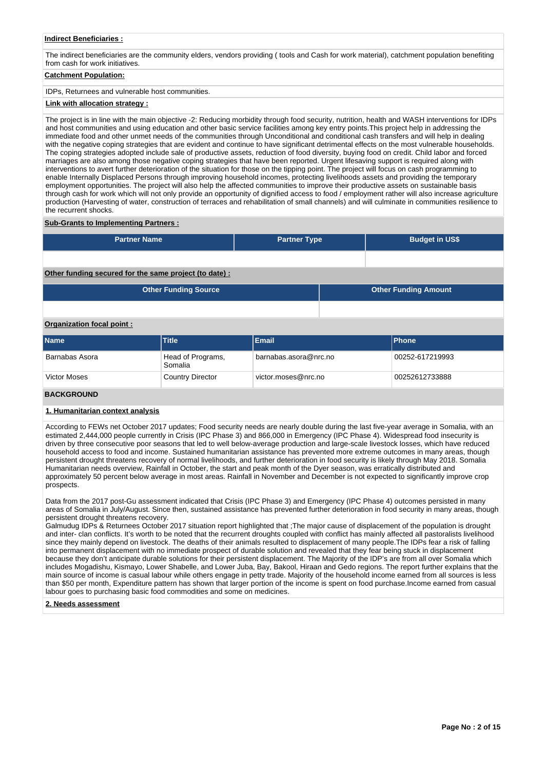**Indirect Beneficiaries :**

The indirect beneficiaries are the community elders, vendors providing ( tools and Cash for work material), catchment population benefiting from cash for work initiatives.

**Catchment Population:**

IDPs, Returnees and vulnerable host communities.

**Link with allocation strategy :**

The project is in line with the main objective -2: Reducing morbidity through food security, nutrition, health and WASH interventions for IDPs and host communities and using education and other basic service facilities among key entry points.This project help in addressing the immediate food and other unmet needs of the communities through Unconditional and conditional cash transfers and will help in dealing with the negative coping strategies that are evident and continue to have significant detrimental effects on the most vulnerable households. The coping strategies adopted include sale of productive assets, reduction of food diversity, buying food on credit. Child labor and forced marriages are also among those negative coping strategies that have been reported. Urgent lifesaving support is required along with interventions to avert further deterioration of the situation for those on the tipping point. The project will focus on cash programming to enable Internally Displaced Persons through improving household incomes, protecting livelihoods assets and providing the temporary employment opportunities. The project will also help the affected communities to improve their productive assets on sustainable basis through cash for work which will not only provide an opportunity of dignified access to food / employment rather will also increase agriculture production (Harvesting of water, construction of terraces and rehabilitation of small channels) and will culminate in communities resilience to the recurrent shocks.

**Sub-Grants to Implementing Partners :**

| Partner Name | Partner Type | Budget in US$ |
|---|---|---|
| | | |

**Other funding secured for the same project (to date) :**

| Other Funding Source | Other Funding Amount |
|---|---|
| | |

**Organization focal point :**

| Name | Title | Email | Phone |
|---|---|---|---|
| Barnabas Asora | Head of Programs, Somalia | barnabas.asora@nrc.no | 00252-617219993 |
| Victor Moses | Country Director | victor.moses@nrc.no | 00252612733888 |

## BACKGROUND

### 1. Humanitarian context analysis

According to FEWs net October 2017 updates; Food security needs are nearly double during the last five-year average in Somalia, with an estimated 2,444,000 people currently in Crisis (IPC Phase 3) and 866,000 in Emergency (IPC Phase 4). Widespread food insecurity is driven by three consecutive poor seasons that led to well below-average production and large-scale livestock losses, which have reduced household access to food and income. Sustained humanitarian assistance has prevented more extreme outcomes in many areas, though persistent drought threatens recovery of normal livelihoods, and further deterioration in food security is likely through May 2018. Somalia Humanitarian needs overview, Rainfall in October, the start and peak month of the Dyer season, was erratically distributed and approximately 50 percent below average in most areas. Rainfall in November and December is not expected to significantly improve crop prospects.

Data from the 2017 post-Gu assessment indicated that Crisis (IPC Phase 3) and Emergency (IPC Phase 4) outcomes persisted in many areas of Somalia in July/August. Since then, sustained assistance has prevented further deterioration in food security in many areas, though persistent drought threatens recovery.
Galmudug IDPs & Returnees October 2017 situation report highlighted that ;The major cause of displacement of the population is drought and inter- clan conflicts. It's worth to be noted that the recurrent droughts coupled with conflict has mainly affected all pastoralists livelihood since they mainly depend on livestock. The deaths of their animals resulted to displacement of many people.The IDPs fear a risk of falling into permanent displacement with no immediate prospect of durable solution and revealed that they fear being stuck in displacement because they don't anticipate durable solutions for their persistent displacement. The Majority of the IDP's are from all over Somalia which includes Mogadishu, Kismayo, Lower Shabelle, and Lower Juba, Bay, Bakool, Hiraan and Gedo regions. The report further explains that the main source of income is casual labour while others engage in petty trade. Majority of the household income earned from all sources is less than $50 per month, Expenditure pattern has shown that larger portion of the income is spent on food purchase.Income earned from casual labour goes to purchasing basic food commodities and some on medicines.

### 2. Needs assessment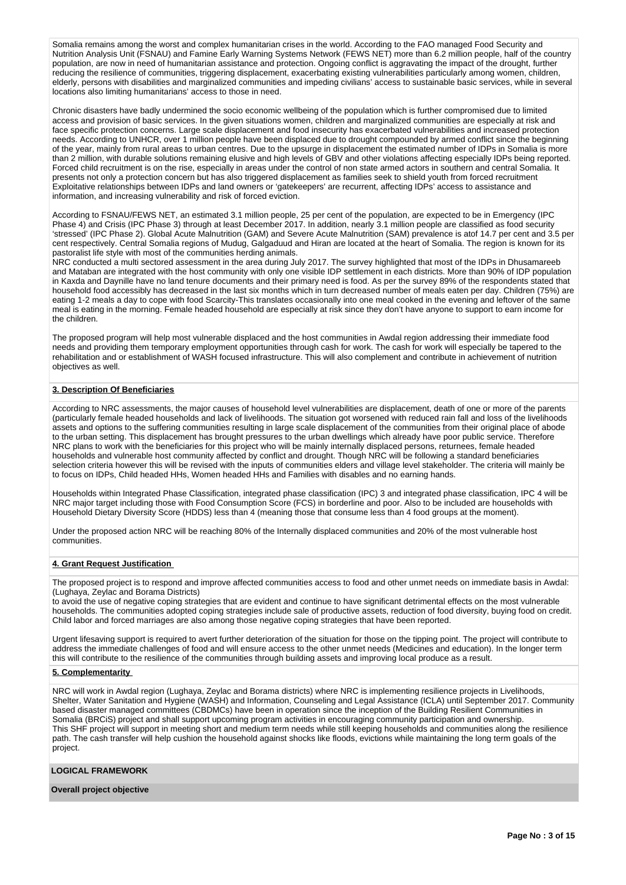Somalia remains among the worst and complex humanitarian crises in the world. According to the FAO managed Food Security and Nutrition Analysis Unit (FSNAU) and Famine Early Warning Systems Network (FEWS NET) more than 6.2 million people, half of the country population, are now in need of humanitarian assistance and protection. Ongoing conflict is aggravating the impact of the drought, further reducing the resilience of communities, triggering displacement, exacerbating existing vulnerabilities particularly among women, children, elderly, persons with disabilities and marginalized communities and impeding civilians' access to sustainable basic services, while in several locations also limiting humanitarians' access to those in need.

Chronic disasters have badly undermined the socio economic wellbeing of the population which is further compromised due to limited access and provision of basic services. In the given situations women, children and marginalized communities are especially at risk and face specific protection concerns. Large scale displacement and food insecurity has exacerbated vulnerabilities and increased protection needs. According to UNHCR, over 1 million people have been displaced due to drought compounded by armed conflict since the beginning of the year, mainly from rural areas to urban centres. Due to the upsurge in displacement the estimated number of IDPs in Somalia is more than 2 million, with durable solutions remaining elusive and high levels of GBV and other violations affecting especially IDPs being reported. Forced child recruitment is on the rise, especially in areas under the control of non state armed actors in southern and central Somalia. It presents not only a protection concern but has also triggered displacement as families seek to shield youth from forced recruitment Exploitative relationships between IDPs and land owners or 'gatekeepers' are recurrent, affecting IDPs' access to assistance and information, and increasing vulnerability and risk of forced eviction.

According to FSNAU/FEWS NET, an estimated 3.1 million people, 25 per cent of the population, are expected to be in Emergency (IPC Phase 4) and Crisis (IPC Phase 3) through at least December 2017. In addition, nearly 3.1 million people are classified as food security 'stressed' (IPC Phase 2). Global Acute Malnutrition (GAM) and Severe Acute Malnutrition (SAM) prevalence is atof 14.7 per cent and 3.5 per cent respectively. Central Somalia regions of Mudug, Galgaduud and Hiran are located at the heart of Somalia. The region is known for its pastoralist life style with most of the communities herding animals.
NRC conducted a multi sectored assessment in the area during July 2017. The survey highlighted that most of the IDPs in Dhusamareeb and Mataban are integrated with the host community with only one visible IDP settlement in each districts. More than 90% of IDP population in Kaxda and Daynille have no land tenure documents and their primary need is food. As per the survey 89% of the respondents stated that household food accessibly has decreased in the last six months which in turn decreased number of meals eaten per day. Children (75%) are eating 1-2 meals a day to cope with food Scarcity-This translates occasionally into one meal cooked in the evening and leftover of the same meal is eating in the morning. Female headed household are especially at risk since they don't have anyone to support to earn income for the children.

The proposed program will help most vulnerable displaced and the host communities in Awdal region addressing their immediate food needs and providing them temporary employment opportunities through cash for work. The cash for work will especially be tapered to the rehabilitation and or establishment of WASH focused infrastructure. This will also complement and contribute in achievement of nutrition objectives as well.

**3. Description Of Beneficiaries**

According to NRC assessments, the major causes of household level vulnerabilities are displacement, death of one or more of the parents (particularly female headed households and lack of livelihoods. The situation got worsened with reduced rain fall and loss of the livelihoods assets and options to the suffering communities resulting in large scale displacement of the communities from their original place of abode to the urban setting. This displacement has brought pressures to the urban dwellings which already have poor public service. Therefore NRC plans to work with the beneficiaries for this project who will be mainly internally displaced persons, returnees, female headed households and vulnerable host community affected by conflict and drought. Though NRC will be following a standard beneficiaries selection criteria however this will be revised with the inputs of communities elders and village level stakeholder. The criteria will mainly be to focus on IDPs, Child headed HHs, Women headed HHs and Families with disables and no earning hands.

Households within Integrated Phase Classification, integrated phase classification (IPC) 3 and integrated phase classification, IPC 4 will be NRC major target including those with Food Consumption Score (FCS) in borderline and poor. Also to be included are households with Household Dietary Diversity Score (HDDS) less than 4 (meaning those that consume less than 4 food groups at the moment).

Under the proposed action NRC will be reaching 80% of the Internally displaced communities and 20% of the most vulnerable host communities.

**4. Grant Request Justification**

The proposed project is to respond and improve affected communities access to food and other unmet needs on immediate basis in Awdal: (Lughaya, Zeylac and Borama Districts)
to avoid the use of negative coping strategies that are evident and continue to have significant detrimental effects on the most vulnerable households. The communities adopted coping strategies include sale of productive assets, reduction of food diversity, buying food on credit. Child labor and forced marriages are also among those negative coping strategies that have been reported.

Urgent lifesaving support is required to avert further deterioration of the situation for those on the tipping point. The project will contribute to address the immediate challenges of food and will ensure access to the other unmet needs (Medicines and education). In the longer term this will contribute to the resilience of the communities through building assets and improving local produce as a result.

**5. Complementarity**

NRC will work in Awdal region (Lughaya, Zeylac and Borama districts) where NRC is implementing resilience projects in Livelihoods, Shelter, Water Sanitation and Hygiene (WASH) and Information, Counseling and Legal Assistance (ICLA) until September 2017. Community based disaster managed committees (CBDMCs) have been in operation since the inception of the Building Resilient Communities in Somalia (BRCiS) project and shall support upcoming program activities in encouraging community participation and ownership.
This SHF project will support in meeting short and medium term needs while still keeping households and communities along the resilience path. The cash transfer will help cushion the household against shocks like floods, evictions while maintaining the long term goals of the project.

**LOGICAL FRAMEWORK**

**Overall project objective**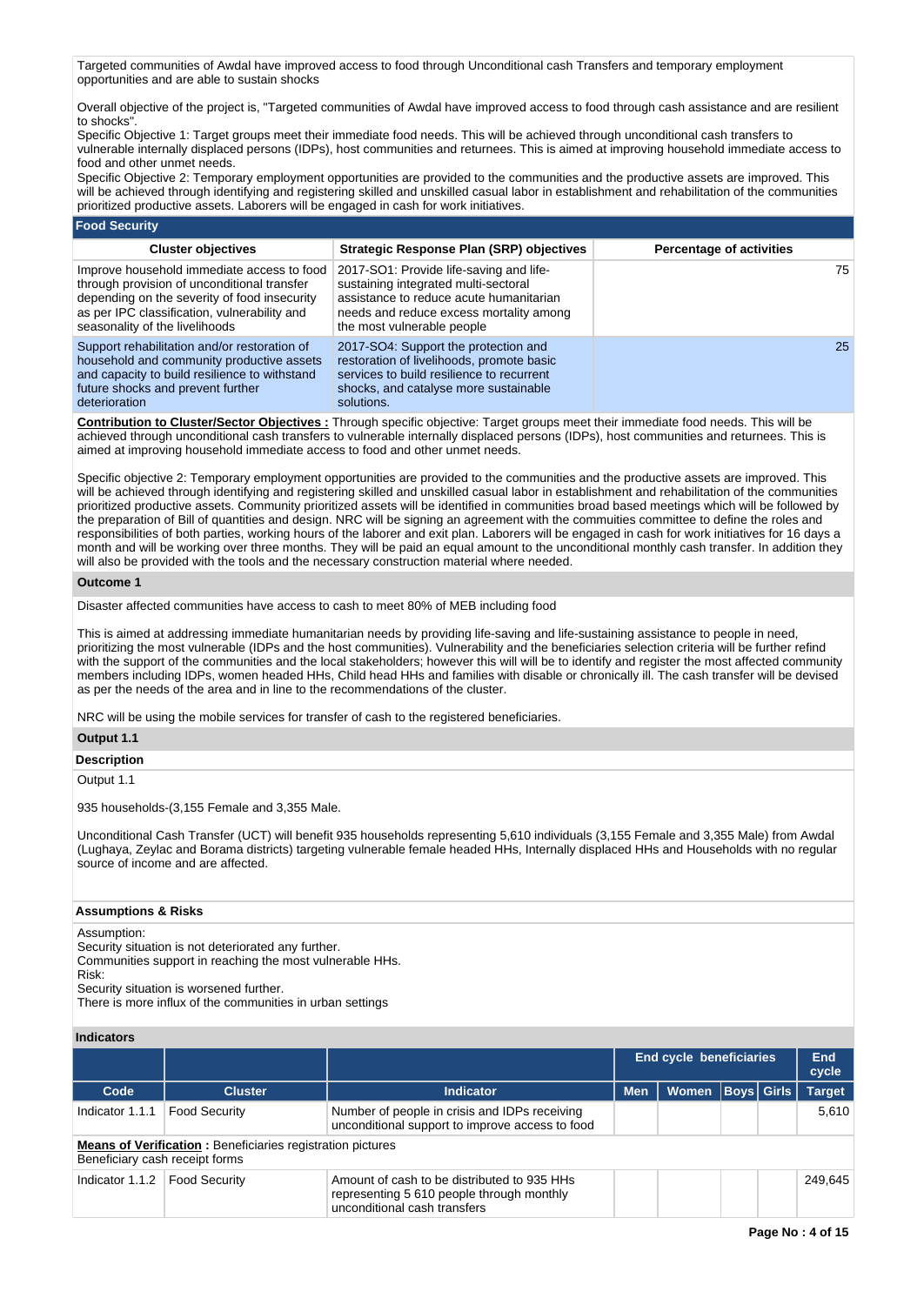Targeted communities of Awdal have improved access to food through Unconditional cash Transfers and temporary employment opportunities and are able to sustain shocks

Overall objective of the project is, "Targeted communities of Awdal have improved access to food through cash assistance and are resilient to shocks".
Specific Objective 1: Target groups meet their immediate food needs. This will be achieved through unconditional cash transfers to vulnerable internally displaced persons (IDPs), host communities and returnees. This is aimed at improving household immediate access to food and other unmet needs.
Specific Objective 2: Temporary employment opportunities are provided to the communities and the productive assets are improved. This will be achieved through identifying and registering skilled and unskilled casual labor in establishment and rehabilitation of the communities prioritized productive assets. Laborers will be engaged in cash for work initiatives.

**Food Security**

| Cluster objectives | Strategic Response Plan (SRP) objectives | Percentage of activities |
|---|---|---|
| Improve household immediate access to food through provision of unconditional transfer depending on the severity of food insecurity as per IPC classification, vulnerability and seasonality of the livelihoods | 2017-SO1: Provide life-saving and life-sustaining integrated multi-sectoral assistance to reduce acute humanitarian needs and reduce excess mortality among the most vulnerable people | 75 |
| Support rehabilitation and/or restoration of household and community productive assets and capacity to build resilience to withstand future shocks and prevent further deterioration | 2017-SO4: Support the protection and restoration of livelihoods, promote basic services to build resilience to recurrent shocks, and catalyse more sustainable solutions. | 25 |

**Contribution to Cluster/Sector Objectives :** Through specific objective: Target groups meet their immediate food needs. This will be achieved through unconditional cash transfers to vulnerable internally displaced persons (IDPs), host communities and returnees. This is aimed at improving household immediate access to food and other unmet needs.

Specific objective 2: Temporary employment opportunities are provided to the communities and the productive assets are improved. This will be achieved through identifying and registering skilled and unskilled casual labor in establishment and rehabilitation of the communities prioritized productive assets. Community prioritized assets will be identified in communities broad based meetings which will be followed by the preparation of Bill of quantities and design. NRC will be signing an agreement with the commuities committee to define the roles and responsibilities of both parties, working hours of the laborer and exit plan. Laborers will be engaged in cash for work initiatives for 16 days a month and will be working over three months. They will be paid an equal amount to the unconditional monthly cash transfer. In addition they will also be provided with the tools and the necessary construction material where needed.

**Outcome 1**

Disaster affected communities have access to cash to meet 80% of MEB including food

This is aimed at addressing immediate humanitarian needs by providing life-saving and life-sustaining assistance to people in need, prioritizing the most vulnerable (IDPs and the host communities). Vulnerability and the beneficiaries selection criteria will be further refind with the support of the communities and the local stakeholders; however this will will be to identify and register the most affected community members including IDPs, women headed HHs, Child head HHs and families with disable or chronically ill. The cash transfer will be devised as per the needs of the area and in line to the recommendations of the cluster.

NRC will be using the mobile services for transfer of cash to the registered beneficiaries.

**Output 1.1**

**Description**

Output 1.1

935 households-(3,155 Female and 3,355 Male.

Unconditional Cash Transfer (UCT) will benefit 935 households representing 5,610 individuals (3,155 Female and 3,355 Male) from Awdal (Lughaya, Zeylac and Borama districts) targeting vulnerable female headed HHs, Internally displaced HHs and Households with no regular source of income and are affected.

**Assumptions & Risks**

Assumption:
Security situation is not deteriorated any further.
Communities support in reaching the most vulnerable HHs.
Risk:
Security situation is worsened further.
There is more influx of the communities in urban settings

**Indicators**

| | | | End cycle beneficiaries | | | | End cycle |
|---|---|---|---|---|---|---|---|
| **Code** | **Cluster** | **Indicator** | **Men** | **Women** | **Boys** | **Girls** | **Target** |
| Indicator 1.1.1 | Food Security | Number of people in crisis and IDPs receiving unconditional support to improve access to food | | | | | 5,610 |

**Means of Verification :** Beneficiaries registration pictures
Beneficiary cash receipt forms

| Code | Cluster | Indicator | Men | Women | Boys | Girls | Target |
|---|---|---|---|---|---|---|---|
| Indicator 1.1.2 | Food Security | Amount of cash to be distributed to 935 HHs representing 5 610 people through monthly unconditional cash transfers | | | | | 249,645 |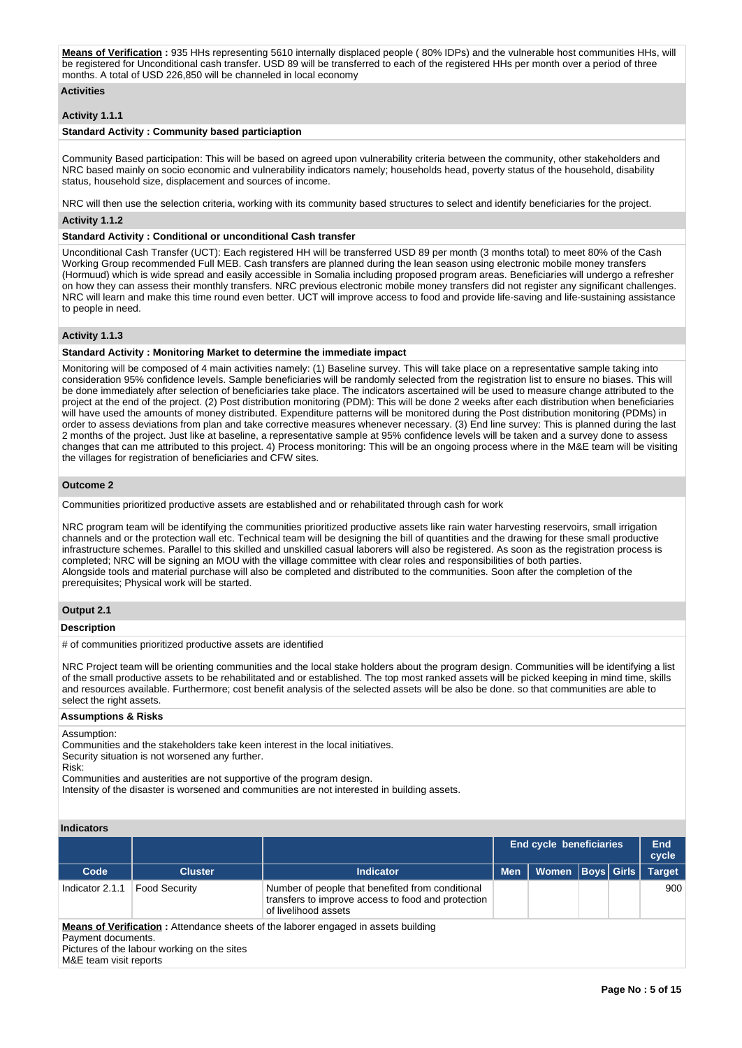**Means of Verification :** 935 HHs representing 5610 internally displaced people ( 80% IDPs) and the vulnerable host communities HHs, will be registered for Unconditional cash transfer. USD 89 will be transferred to each of the registered HHs per month over a period of three months. A total of USD 226,850 will be channeled in local economy

### Activities

#### Activity 1.1.1

**Standard Activity : Community based particiaption**

Community Based participation: This will be based on agreed upon vulnerability criteria between the community, other stakeholders and NRC based mainly on socio economic and vulnerability indicators namely; households head, poverty status of the household, disability status, household size, displacement and sources of income.

NRC will then use the selection criteria, working with its community based structures to select and identify beneficiaries for the project.

#### Activity 1.1.2

**Standard Activity : Conditional or unconditional Cash transfer**

Unconditional Cash Transfer (UCT): Each registered HH will be transferred USD 89 per month (3 months total) to meet 80% of the Cash Working Group recommended Full MEB. Cash transfers are planned during the lean season using electronic mobile money transfers (Hormuud) which is wide spread and easily accessible in Somalia including proposed program areas. Beneficiaries will undergo a refresher on how they can assess their monthly transfers. NRC previous electronic mobile money transfers did not register any significant challenges. NRC will learn and make this time round even better. UCT will improve access to food and provide life-saving and life-sustaining assistance to people in need.

#### Activity 1.1.3

**Standard Activity : Monitoring Market to determine the immediate impact**

Monitoring will be composed of 4 main activities namely: (1) Baseline survey. This will take place on a representative sample taking into consideration 95% confidence levels. Sample beneficiaries will be randomly selected from the registration list to ensure no biases. This will be done immediately after selection of beneficiaries take place. The indicators ascertained will be used to measure change attributed to the project at the end of the project. (2) Post distribution monitoring (PDM): This will be done 2 weeks after each distribution when beneficiaries will have used the amounts of money distributed. Expenditure patterns will be monitored during the Post distribution monitoring (PDMs) in order to assess deviations from plan and take corrective measures whenever necessary. (3) End line survey: This is planned during the last 2 months of the project. Just like at baseline, a representative sample at 95% confidence levels will be taken and a survey done to assess changes that can me attributed to this project. 4) Process monitoring: This will be an ongoing process where in the M&E team will be visiting the villages for registration of beneficiaries and CFW sites.

### Outcome 2

Communities prioritized productive assets are established and or rehabilitated through cash for work

NRC program team will be identifying the communities prioritized productive assets like rain water harvesting reservoirs, small irrigation channels and or the protection wall etc. Technical team will be designing the bill of quantities and the drawing for these small productive infrastructure schemes. Parallel to this skilled and unskilled casual laborers will also be registered. As soon as the registration process is completed; NRC will be signing an MOU with the village committee with clear roles and responsibilities of both parties.
Alongside tools and material purchase will also be completed and distributed to the communities. Soon after the completion of the prerequisites; Physical work will be started.

### Output 2.1

#### Description

# of communities prioritized productive assets are identified

NRC Project team will be orienting communities and the local stake holders about the program design. Communities will be identifying a list of the small productive assets to be rehabilitated and or established. The top most ranked assets will be picked keeping in mind time, skills and resources available. Furthermore; cost benefit analysis of the selected assets will be also be done. so that communities are able to select the right assets.

#### Assumptions & Risks

Assumption:
Communities and the stakeholders take keen interest in the local initiatives.
Security situation is not worsened any further.
Risk:
Communities and austerities are not supportive of the program design.
Intensity of the disaster is worsened and communities are not interested in building assets.

#### Indicators

| | | | End cycle beneficiaries | | | | End cycle |
|---|---|---|---|---|---|---|---|
| Code | Cluster | Indicator | Men | Women | Boys | Girls | Target |
| Indicator 2.1.1 | Food Security | Number of people that benefited from conditional transfers to improve access to food and protection of livelihood assets | | | | | 900 |

**Means of Verification :** Attendance sheets of the laborer engaged in assets building
Payment documents.
Pictures of the labour working on the sites
M&E team visit reports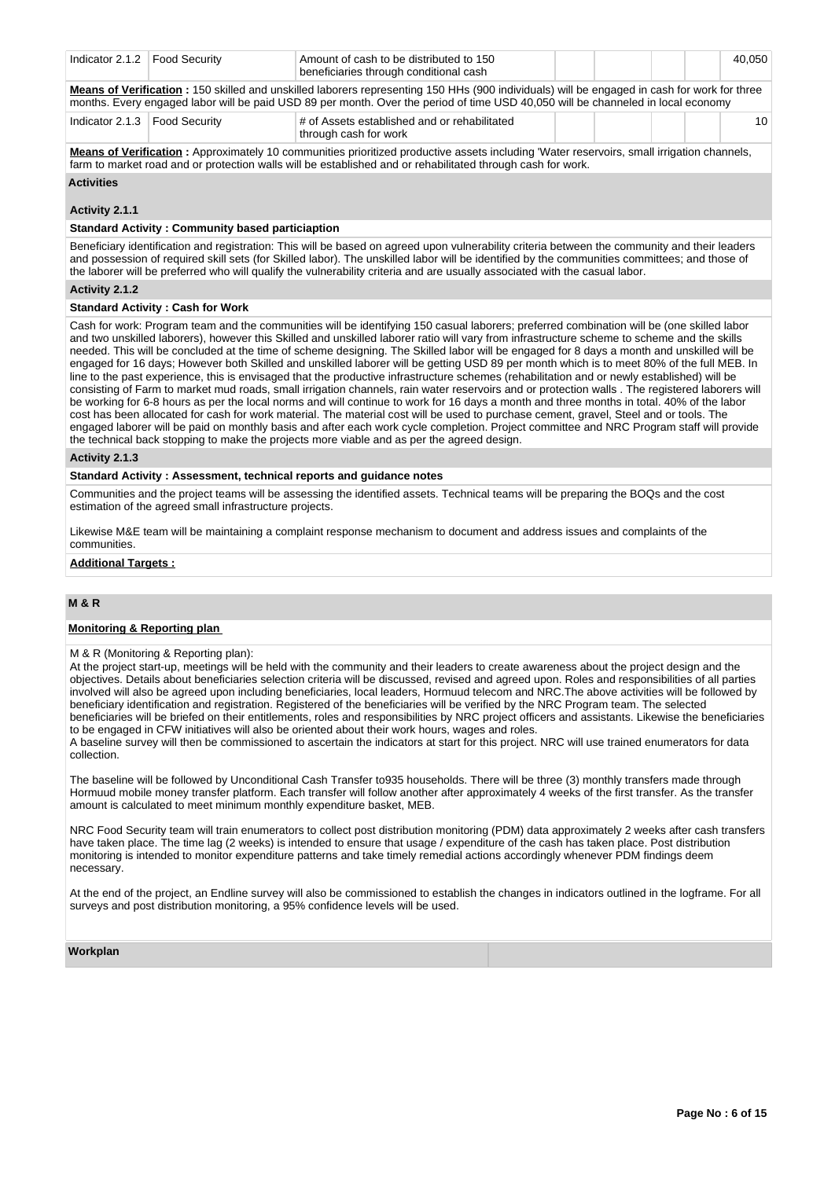| Indicator 2.1.2 | Food Security | Amount of cash to be distributed to 150 beneficiaries through conditional cash | | | | | 40,050 |
|---|---|---|---|---|---|---|---|

**Means of Verification :** 150 skilled and unskilled laborers representing 150 HHs (900 individuals) will be engaged in cash for work for three months. Every engaged labor will be paid USD 89 per month. Over the period of time USD 40,050 will be channeled in local economy

| Indicator 2.1.3 | Food Security | # of Assets established and or rehabilitated through cash for work | | | | | 10 |
|---|---|---|---|---|---|---|---|

**Means of Verification :** Approximately 10 communities prioritized productive assets including 'Water reservoirs, small irrigation channels, farm to market road and or protection walls will be established and or rehabilitated through cash for work.

**Activities**

**Activity 2.1.1**

**Standard Activity : Community based particiaption**

Beneficiary identification and registration: This will be based on agreed upon vulnerability criteria between the community and their leaders and possession of required skill sets (for Skilled labor). The unskilled labor will be identified by the communities committees; and those of the laborer will be preferred who will qualify the vulnerability criteria and are usually associated with the casual labor.

**Activity 2.1.2**

**Standard Activity : Cash for Work**

Cash for work: Program team and the communities will be identifying 150 casual laborers; preferred combination will be (one skilled labor and two unskilled laborers), however this Skilled and unskilled laborer ratio will vary from infrastructure scheme to scheme and the skills needed. This will be concluded at the time of scheme designing. The Skilled labor will be engaged for 8 days a month and unskilled will be engaged for 16 days; However both Skilled and unskilled laborer will be getting USD 89 per month which is to meet 80% of the full MEB. In line to the past experience, this is envisaged that the productive infrastructure schemes (rehabilitation and or newly established) will be consisting of Farm to market mud roads, small irrigation channels, rain water reservoirs and or protection walls . The registered laborers will be working for 6-8 hours as per the local norms and will continue to work for 16 days a month and three months in total. 40% of the labor cost has been allocated for cash for work material. The material cost will be used to purchase cement, gravel, Steel and or tools. The engaged laborer will be paid on monthly basis and after each work cycle completion. Project committee and NRC Program staff will provide the technical back stopping to make the projects more viable and as per the agreed design.

**Activity 2.1.3**

**Standard Activity : Assessment, technical reports and guidance notes**

Communities and the project teams will be assessing the identified assets. Technical teams will be preparing the BOQs and the cost estimation of the agreed small infrastructure projects.

Likewise M&E team will be maintaining a complaint response mechanism to document and address issues and complaints of the communities.

**Additional Targets :**

## M & R

**Monitoring & Reporting plan**

M & R (Monitoring & Reporting plan):
At the project start-up, meetings will be held with the community and their leaders to create awareness about the project design and the objectives. Details about beneficiaries selection criteria will be discussed, revised and agreed upon. Roles and responsibilities of all parties involved will also be agreed upon including beneficiaries, local leaders, Hormuud telecom and NRC.The above activities will be followed by beneficiary identification and registration. Registered of the beneficiaries will be verified by the NRC Program team. The selected beneficiaries will be briefed on their entitlements, roles and responsibilities by NRC project officers and assistants. Likewise the beneficiaries to be engaged in CFW initiatives will also be oriented about their work hours, wages and roles.
A baseline survey will then be commissioned to ascertain the indicators at start for this project. NRC will use trained enumerators for data collection.

The baseline will be followed by Unconditional Cash Transfer to935 households. There will be three (3) monthly transfers made through Hormuud mobile money transfer platform. Each transfer will follow another after approximately 4 weeks of the first transfer. As the transfer amount is calculated to meet minimum monthly expenditure basket, MEB.

NRC Food Security team will train enumerators to collect post distribution monitoring (PDM) data approximately 2 weeks after cash transfers have taken place. The time lag (2 weeks) is intended to ensure that usage / expenditure of the cash has taken place. Post distribution monitoring is intended to monitor expenditure patterns and take timely remedial actions accordingly whenever PDM findings deem necessary.

At the end of the project, an Endline survey will also be commissioned to establish the changes in indicators outlined in the logframe. For all surveys and post distribution monitoring, a 95% confidence levels will be used.

**Workplan**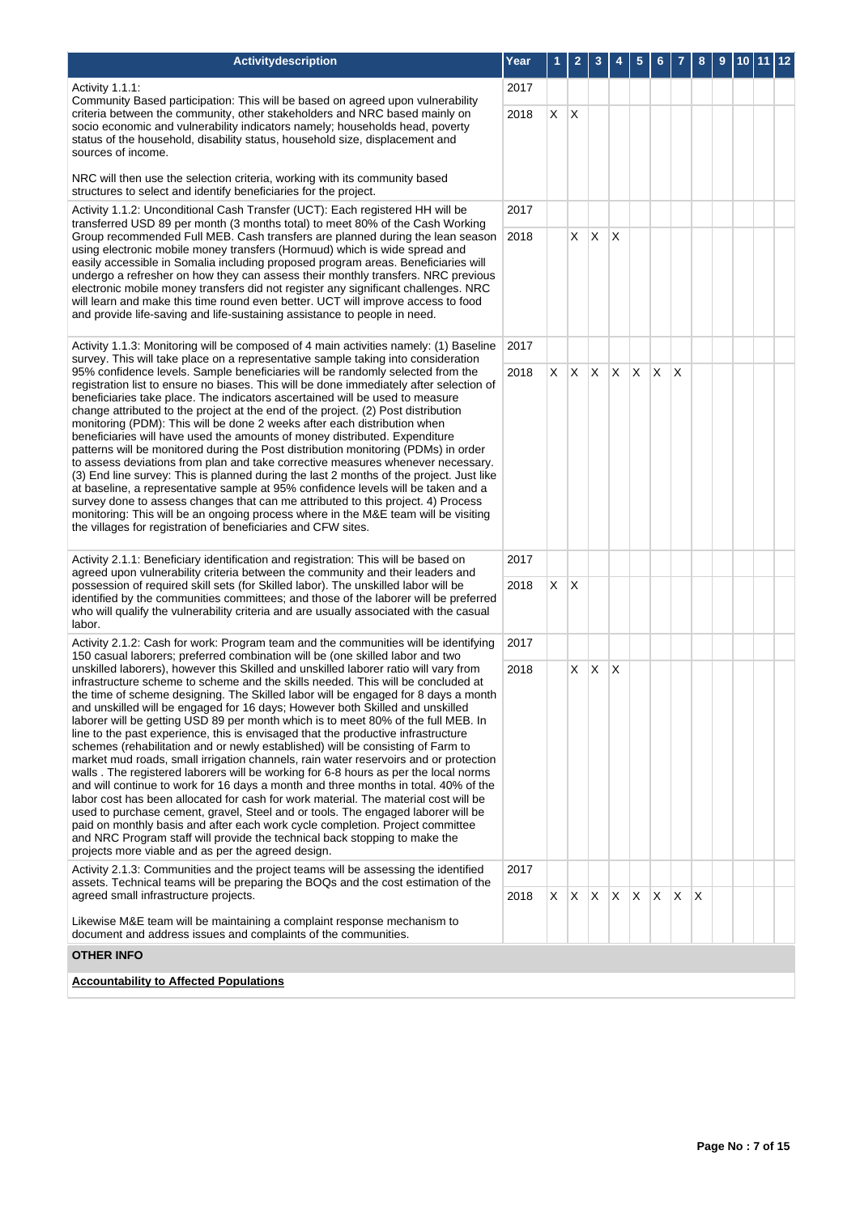| Activitydescription | Year | 1 | 2 | 3 | 4 | 5 | 6 | 7 | 8 | 9 | 10 | 11 | 12 |
|---|---|---|---|---|---|---|---|---|---|---|---|---|---|
| Activity 1.1.1:<br>Community Based participation: This will be based on agreed upon vulnerability criteria between the community, other stakeholders and NRC based mainly on socio economic and vulnerability indicators namely; households head, poverty status of the household, disability status, household size, displacement and sources of income.<br><br>NRC will then use the selection criteria, working with its community based structures to select and identify beneficiaries for the project. | 2017 | | | | | | | | | | | | |
| | 2018 | X | X | | | | | | | | | | |
| Activity 1.1.2: Unconditional Cash Transfer (UCT): Each registered HH will be transferred USD 89 per month (3 months total) to meet 80% of the Cash Working Group recommended Full MEB. Cash transfers are planned during the lean season using electronic mobile money transfers (Hormuud) which is wide spread and easily accessible in Somalia including proposed program areas. Beneficiaries will undergo a refresher on how they can assess their monthly transfers. NRC previous electronic mobile money transfers did not register any significant challenges. NRC will learn and make this time round even better. UCT will improve access to food and provide life-saving and life-sustaining assistance to people in need. | 2017 | | | | | | | | | | | | |
| | 2018 | | X | X | X | | | | | | | | |
| Activity 1.1.3: Monitoring will be composed of 4 main activities namely: (1) Baseline survey. This will take place on a representative sample taking into consideration 95% confidence levels. Sample beneficiaries will be randomly selected from the registration list to ensure no biases. This will be done immediately after selection of beneficiaries take place. The indicators ascertained will be used to measure change attributed to the project at the end of the project. (2) Post distribution monitoring (PDM): This will be done 2 weeks after each distribution when beneficiaries will have used the amounts of money distributed. Expenditure patterns will be monitored during the Post distribution monitoring (PDMs) in order to assess deviations from plan and take corrective measures whenever necessary. (3) End line survey: This is planned during the last 2 months of the project. Just like at baseline, a representative sample at 95% confidence levels will be taken and a survey done to assess changes that can me attributed to this project. 4) Process monitoring: This will be an ongoing process where in the M&E team will be visiting the villages for registration of beneficiaries and CFW sites. | 2017 | | | | | | | | | | | | |
| | 2018 | X | X | X | X | X | X | X | | | | | |
| Activity 2.1.1: Beneficiary identification and registration: This will be based on agreed upon vulnerability criteria between the community and their leaders and possession of required skill sets (for Skilled labor). The unskilled labor will be identified by the communities committees; and those of the laborer will be preferred who will qualify the vulnerability criteria and are usually associated with the casual labor. | 2017 | | | | | | | | | | | | |
| | 2018 | X | X | | | | | | | | | | |
| Activity 2.1.2: Cash for work: Program team and the communities will be identifying 150 casual laborers; preferred combination will be (one skilled labor and two unskilled laborers), however this Skilled and unskilled laborer ratio will vary from infrastructure scheme to scheme and the skills needed. This will be concluded at the time of scheme designing. The Skilled labor will be engaged for 8 days a month and unskilled will be engaged for 16 days; However both Skilled and unskilled laborer will be getting USD 89 per month which is to meet 80% of the full MEB. In line to the past experience, this is envisaged that the productive infrastructure schemes (rehabilitation and or newly established) will be consisting of Farm to market mud roads, small irrigation channels, rain water reservoirs and or protection walls . The registered laborers will be working for 6-8 hours as per the local norms and will continue to work for 16 days a month and three months in total. 40% of the labor cost has been allocated for cash for work material. The material cost will be used to purchase cement, gravel, Steel and or tools. The engaged laborer will be paid on monthly basis and after each work cycle completion. Project committee and NRC Program staff will provide the technical back stopping to make the projects more viable and as per the agreed design. | 2017 | | | | | | | | | | | | |
| | 2018 | | X | X | X | | | | | | | | |
| Activity 2.1.3: Communities and the project teams will be assessing the identified assets. Technical teams will be preparing the BOQs and the cost estimation of the agreed small infrastructure projects.<br><br>Likewise M&E team will be maintaining a complaint response mechanism to document and address issues and complaints of the communities. | 2017 | | | | | | | | | | | | |
| | 2018 | X | X | X | X | X | X | X | X | | | | |

**OTHER INFO**

**Accountability to Affected Populations**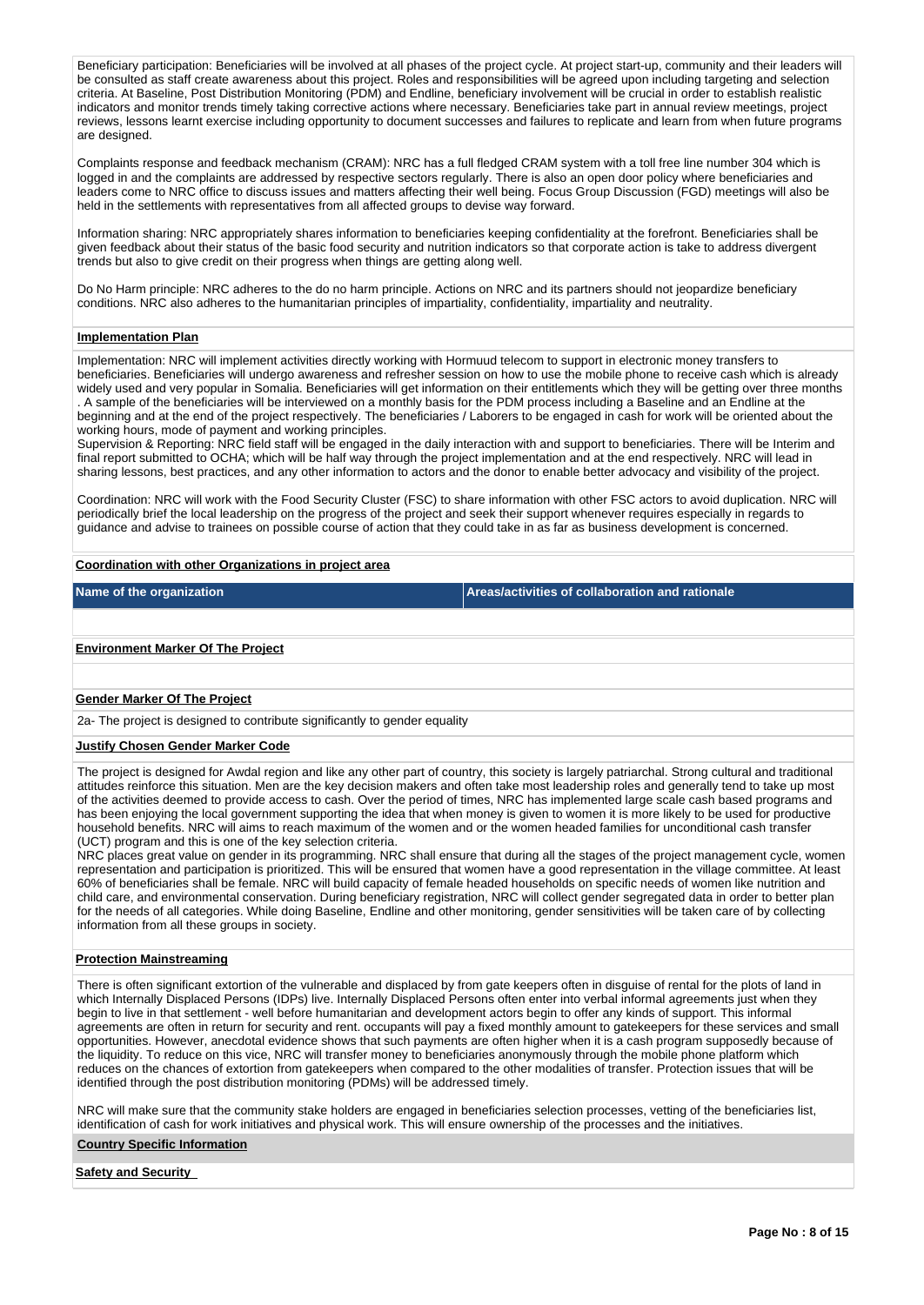Beneficiary participation: Beneficiaries will be involved at all phases of the project cycle. At project start-up, community and their leaders will be consulted as staff create awareness about this project. Roles and responsibilities will be agreed upon including targeting and selection criteria. At Baseline, Post Distribution Monitoring (PDM) and Endline, beneficiary involvement will be crucial in order to establish realistic indicators and monitor trends timely taking corrective actions where necessary. Beneficiaries take part in annual review meetings, project reviews, lessons learnt exercise including opportunity to document successes and failures to replicate and learn from when future programs are designed.

Complaints response and feedback mechanism (CRAM): NRC has a full fledged CRAM system with a toll free line number 304 which is logged in and the complaints are addressed by respective sectors regularly. There is also an open door policy where beneficiaries and leaders come to NRC office to discuss issues and matters affecting their well being. Focus Group Discussion (FGD) meetings will also be held in the settlements with representatives from all affected groups to devise way forward.

Information sharing: NRC appropriately shares information to beneficiaries keeping confidentiality at the forefront. Beneficiaries shall be given feedback about their status of the basic food security and nutrition indicators so that corporate action is take to address divergent trends but also to give credit on their progress when things are getting along well.

Do No Harm principle: NRC adheres to the do no harm principle. Actions on NRC and its partners should not jeopardize beneficiary conditions. NRC also adheres to the humanitarian principles of impartiality, confidentiality, impartiality and neutrality.

**Implementation Plan**

Implementation: NRC will implement activities directly working with Hormuud telecom to support in electronic money transfers to beneficiaries. Beneficiaries will undergo awareness and refresher session on how to use the mobile phone to receive cash which is already widely used and very popular in Somalia. Beneficiaries will get information on their entitlements which they will be getting over three months . A sample of the beneficiaries will be interviewed on a monthly basis for the PDM process including a Baseline and an Endline at the beginning and at the end of the project respectively. The beneficiaries / Laborers to be engaged in cash for work will be oriented about the working hours, mode of payment and working principles.
Supervision & Reporting: NRC field staff will be engaged in the daily interaction with and support to beneficiaries. There will be Interim and final report submitted to OCHA; which will be half way through the project implementation and at the end respectively. NRC will lead in sharing lessons, best practices, and any other information to actors and the donor to enable better advocacy and visibility of the project.

Coordination: NRC will work with the Food Security Cluster (FSC) to share information with other FSC actors to avoid duplication. NRC will periodically brief the local leadership on the progress of the project and seek their support whenever requires especially in regards to guidance and advise to trainees on possible course of action that they could take in as far as business development is concerned.

**Coordination with other Organizations in project area**

| Name of the organization | Areas/activities of collaboration and rationale |
|---|---|
| | |

**Environment Marker Of The Project**

**Gender Marker Of The Project**

2a- The project is designed to contribute significantly to gender equality

**Justify Chosen Gender Marker Code**

The project is designed for Awdal region and like any other part of country, this society is largely patriarchal. Strong cultural and traditional attitudes reinforce this situation. Men are the key decision makers and often take most leadership roles and generally tend to take up most of the activities deemed to provide access to cash. Over the period of times, NRC has implemented large scale cash based programs and has been enjoying the local government supporting the idea that when money is given to women it is more likely to be used for productive household benefits. NRC will aims to reach maximum of the women and or the women headed families for unconditional cash transfer (UCT) program and this is one of the key selection criteria.
NRC places great value on gender in its programming. NRC shall ensure that during all the stages of the project management cycle, women representation and participation is prioritized. This will be ensured that women have a good representation in the village committee. At least 60% of beneficiaries shall be female. NRC will build capacity of female headed households on specific needs of women like nutrition and child care, and environmental conservation. During beneficiary registration, NRC will collect gender segregated data in order to better plan for the needs of all categories. While doing Baseline, Endline and other monitoring, gender sensitivities will be taken care of by collecting information from all these groups in society.

**Protection Mainstreaming**

There is often significant extortion of the vulnerable and displaced by from gate keepers often in disguise of rental for the plots of land in which Internally Displaced Persons (IDPs) live. Internally Displaced Persons often enter into verbal informal agreements just when they begin to live in that settlement - well before humanitarian and development actors begin to offer any kinds of support. This informal agreements are often in return for security and rent. occupants will pay a fixed monthly amount to gatekeepers for these services and small opportunities. However, anecdotal evidence shows that such payments are often higher when it is a cash program supposedly because of the liquidity. To reduce on this vice, NRC will transfer money to beneficiaries anonymously through the mobile phone platform which reduces on the chances of extortion from gatekeepers when compared to the other modalities of transfer. Protection issues that will be identified through the post distribution monitoring (PDMs) will be addressed timely.

NRC will make sure that the community stake holders are engaged in beneficiaries selection processes, vetting of the beneficiaries list, identification of cash for work initiatives and physical work. This will ensure ownership of the processes and the initiatives.

**Country Specific Information**

**Safety and Security**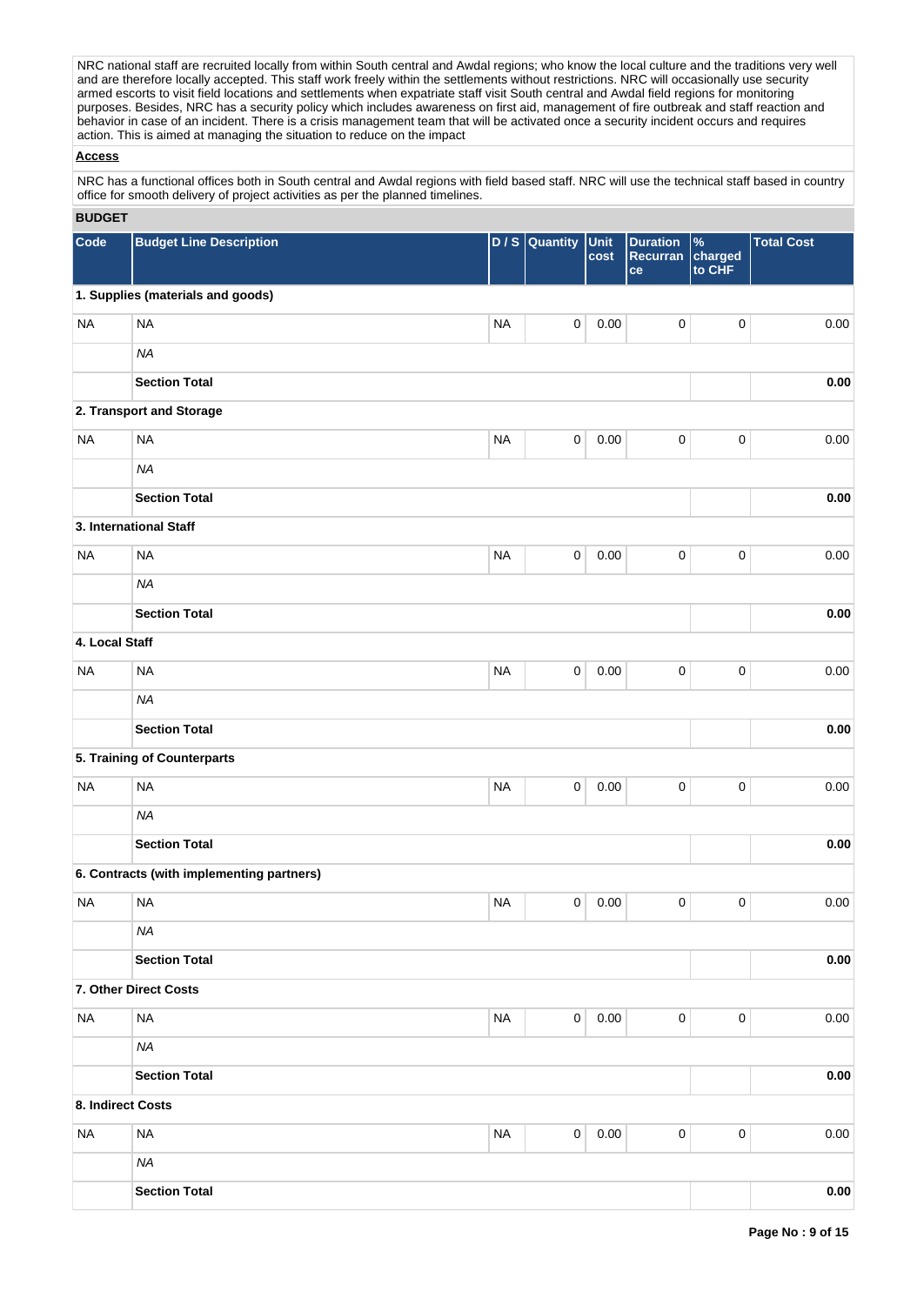NRC national staff are recruited locally from within South central and Awdal regions; who know the local culture and the traditions very well and are therefore locally accepted. This staff work freely within the settlements without restrictions. NRC will occasionally use security armed escorts to visit field locations and settlements when expatriate staff visit South central and Awdal field regions for monitoring purposes. Besides, NRC has a security policy which includes awareness on first aid, management of fire outbreak and staff reaction and behavior in case of an incident. There is a crisis management team that will be activated once a security incident occurs and requires action. This is aimed at managing the situation to reduce on the impact

**Access**

NRC has a functional offices both in South central and Awdal regions with field based staff. NRC will use the technical staff based in country office for smooth delivery of project activities as per the planned timelines.

## BUDGET

| Code | Budget Line Description | D / S | Quantity | Unit cost | Duration Recurrance | % charged to CHF | Total Cost |
|---|---|---|---|---|---|---|---|
| **1. Supplies (materials and goods)** | | | | | | | |
| NA | NA | NA | 0 | 0.00 | 0 | 0 | 0.00 |
| | *NA* | | | | | | |
| | **Section Total** | | | | | | **0.00** |
| **2. Transport and Storage** | | | | | | | |
| NA | NA | NA | 0 | 0.00 | 0 | 0 | 0.00 |
| | *NA* | | | | | | |
| | **Section Total** | | | | | | **0.00** |
| **3. International Staff** | | | | | | | |
| NA | NA | NA | 0 | 0.00 | 0 | 0 | 0.00 |
| | *NA* | | | | | | |
| | **Section Total** | | | | | | **0.00** |
| **4. Local Staff** | | | | | | | |
| NA | NA | NA | 0 | 0.00 | 0 | 0 | 0.00 |
| | *NA* | | | | | | |
| | **Section Total** | | | | | | **0.00** |
| **5. Training of Counterparts** | | | | | | | |
| NA | NA | NA | 0 | 0.00 | 0 | 0 | 0.00 |
| | *NA* | | | | | | |
| | **Section Total** | | | | | | **0.00** |
| **6. Contracts (with implementing partners)** | | | | | | | |
| NA | NA | NA | 0 | 0.00 | 0 | 0 | 0.00 |
| | *NA* | | | | | | |
| | **Section Total** | | | | | | **0.00** |
| **7. Other Direct Costs** | | | | | | | |
| NA | NA | NA | 0 | 0.00 | 0 | 0 | 0.00 |
| | *NA* | | | | | | |
| | **Section Total** | | | | | | **0.00** |
| **8. Indirect Costs** | | | | | | | |
| NA | NA | NA | 0 | 0.00 | 0 | 0 | 0.00 |
| | *NA* | | | | | | |
| | **Section Total** | | | | | | **0.00** |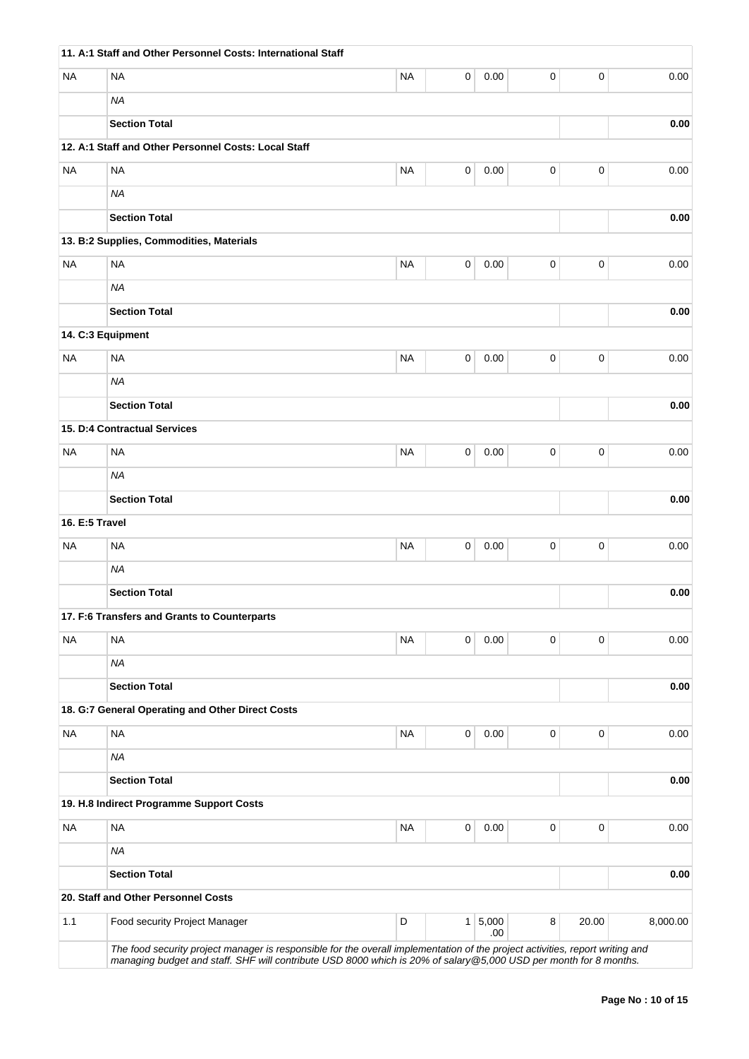| | | | | | | | |
|---|---|---|---|---|---|---|---|
| | **11. A:1 Staff and Other Personnel Costs: International Staff** | | | | | | |
| NA | NA | NA | 0 | 0.00 | 0 | 0 | 0.00 |
| | *NA* | | | | | | |
| | **Section Total** | | | | | | **0.00** |
| | **12. A:1 Staff and Other Personnel Costs: Local Staff** | | | | | | |
| NA | NA | NA | 0 | 0.00 | 0 | 0 | 0.00 |
| | *NA* | | | | | | |
| | **Section Total** | | | | | | **0.00** |
| | **13. B:2 Supplies, Commodities, Materials** | | | | | | |
| NA | NA | NA | 0 | 0.00 | 0 | 0 | 0.00 |
| | *NA* | | | | | | |
| | **Section Total** | | | | | | **0.00** |
| | **14. C:3 Equipment** | | | | | | |
| NA | NA | NA | 0 | 0.00 | 0 | 0 | 0.00 |
| | *NA* | | | | | | |
| | **Section Total** | | | | | | **0.00** |
| | **15. D:4 Contractual Services** | | | | | | |
| NA | NA | NA | 0 | 0.00 | 0 | 0 | 0.00 |
| | *NA* | | | | | | |
| | **Section Total** | | | | | | **0.00** |
| | **16. E:5 Travel** | | | | | | |
| NA | NA | NA | 0 | 0.00 | 0 | 0 | 0.00 |
| | *NA* | | | | | | |
| | **Section Total** | | | | | | **0.00** |
| | **17. F:6 Transfers and Grants to Counterparts** | | | | | | |
| NA | NA | NA | 0 | 0.00 | 0 | 0 | 0.00 |
| | *NA* | | | | | | |
| | **Section Total** | | | | | | **0.00** |
| | **18. G:7 General Operating and Other Direct Costs** | | | | | | |
| NA | NA | NA | 0 | 0.00 | 0 | 0 | 0.00 |
| | *NA* | | | | | | |
| | **Section Total** | | | | | | **0.00** |
| | **19. H.8 Indirect Programme Support Costs** | | | | | | |
| NA | NA | NA | 0 | 0.00 | 0 | 0 | 0.00 |
| | *NA* | | | | | | |
| | **Section Total** | | | | | | **0.00** |
| | **20. Staff and Other Personnel Costs** | | | | | | |
| 1.1 | Food security Project Manager | D | 1 | 5,000.00 | 8 | 20.00 | 8,000.00 |
| | *The food security project manager is responsible for the overall implementation of the project activities, report writing and managing budget and staff. SHF will contribute USD 8000 which is 20% of salary@5,000 USD per month for 8 months.* | | | | | | |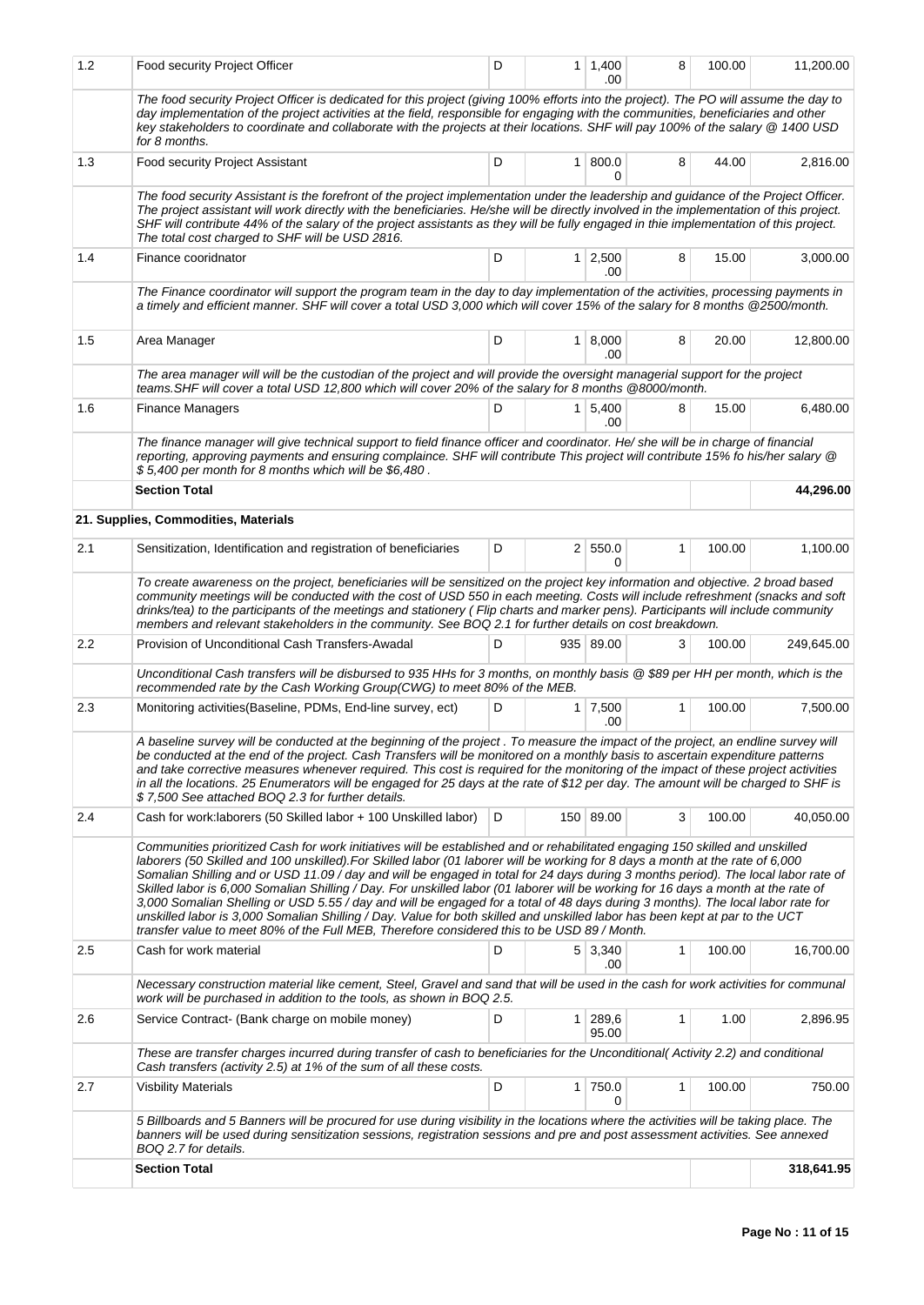| 1.2 | Food security Project Officer | D | 1 | 1,400.00 | 8 | 100.00 | 11,200.00 |
|---|---|---|---|---|---|---|---|
| | *The food security Project Officer is dedicated for this project (giving 100% efforts into the project). The PO will assume the day to day implementation of the project activities at the field, responsible for engaging with the communities, beneficiaries and other key stakeholders to coordinate and collaborate with the projects at their locations. SHF will pay 100% of the salary @ 1400 USD for 8 months.* | | | | | | |
| 1.3 | Food security Project Assistant | D | 1 | 800.00 | 8 | 44.00 | 2,816.00 |
| | *The food security Assistant is the forefront of the project implementation under the leadership and guidance of the Project Officer. The project assistant will work directly with the beneficiaries. He/she will be directly involved in the implementation of this project. SHF will contribute 44% of the salary of the project assistants as they will be fully engaged in thie implementation of this project. The total cost charged to SHF will be USD 2816.* | | | | | | |
| 1.4 | Finance cooridnator | D | 1 | 2,500.00 | 8 | 15.00 | 3,000.00 |
| | *The Finance coordinator will support the program team in the day to day implementation of the activities, processing payments in a timely and efficient manner. SHF will cover a total USD 3,000 which will cover 15% of the salary for 8 months @2500/month.* | | | | | | |
| 1.5 | Area Manager | D | 1 | 8,000.00 | 8 | 20.00 | 12,800.00 |
| | *The area manager will will be the custodian of the project and will provide the oversight managerial support for the project teams.SHF will cover a total USD 12,800 which will cover 20% of the salary for 8 months @8000/month.* | | | | | | |
| 1.6 | Finance Managers | D | 1 | 5,400.00 | 8 | 15.00 | 6,480.00 |
| | *The finance manager will give technical support to field finance officer and coordinator. He/ she will be in charge of financial reporting, approving payments and ensuring complaince. SHF will contribute This project will contribute 15% fo his/her salary @ $ 5,400 per month for 8 months which will be $6,480 .* | | | | | | |
| | **Section Total** | | | | | | **44,296.00** |
| | **21. Supplies, Commodities, Materials** | | | | | | |
| 2.1 | Sensitization, Identification and registration of beneficiaries | D | 2 | 550.00 | 1 | 100.00 | 1,100.00 |
| | *To create awareness on the project, beneficiaries will be sensitized on the project key information and objective. 2 broad based community meetings will be conducted with the cost of USD 550 in each meeting. Costs will include refreshment (snacks and soft drinks/tea) to the participants of the meetings and stationery ( Flip charts and marker pens). Participants will include community members and relevant stakeholders in the community. See BOQ 2.1 for further details on cost breakdown.* | | | | | | |
| 2.2 | Provision of Unconditional Cash Transfers-Awadal | D | 935 | 89.00 | 3 | 100.00 | 249,645.00 |
| | *Unconditional Cash transfers will be disbursed to 935 HHs for 3 months, on monthly basis @ $89 per HH per month, which is the recommended rate by the Cash Working Group(CWG) to meet 80% of the MEB.* | | | | | | |
| 2.3 | Monitoring activities(Baseline, PDMs, End-line survey, ect) | D | 1 | 7,500.00 | 1 | 100.00 | 7,500.00 |
| | *A baseline survey will be conducted at the beginning of the project . To measure the impact of the project, an endline survey will be conducted at the end of the project. Cash Transfers will be monitored on a monthly basis to ascertain expenditure patterns and take corrective measures whenever required. This cost is required for the monitoring of the impact of these project activities in all the locations. 25 Enumerators will be engaged for 25 days at the rate of $12 per day. The amount will be charged to SHF is $ 7,500 See attached BOQ 2.3 for further details.* | | | | | | |
| 2.4 | Cash for work:laborers (50 Skilled labor + 100 Unskilled labor) | D | 150 | 89.00 | 3 | 100.00 | 40,050.00 |
| | *Communities prioritized Cash for work initiatives will be established and or rehabilitated engaging 150 skilled and unskilled laborers (50 Skilled and 100 unskilled).For Skilled labor (01 laborer will be working for 8 days a month at the rate of 6,000 Somalian Shilling and or USD 11.09 / day and will be engaged in total for 24 days during 3 months period). The local labor rate of Skilled labor is 6,000 Somalian Shilling / Day. For unskilled labor (01 laborer will be working for 16 days a month at the rate of 3,000 Somalian Shelling or USD 5.55 / day and will be engaged for a total of 48 days during 3 months). The local labor rate for unskilled labor is 3,000 Somalian Shilling / Day. Value for both skilled and unskilled labor has been kept at par to the UCT transfer value to meet 80% of the Full MEB, Therefore considered this to be USD 89 / Month.* | | | | | | |
| 2.5 | Cash for work material | D | 5 | 3,340.00 | 1 | 100.00 | 16,700.00 |
| | *Necessary construction material like cement, Steel, Gravel and sand that will be used in the cash for work activities for communal work will be purchased in addition to the tools, as shown in BOQ 2.5.* | | | | | | |
| 2.6 | Service Contract- (Bank charge on mobile money) | D | 1 | 289,695.00 | 1 | 1.00 | 2,896.95 |
| | *These are transfer charges incurred during transfer of cash to beneficiaries for the Unconditional( Activity 2.2) and conditional Cash transfers (activity 2.5) at 1% of the sum of all these costs.* | | | | | | |
| 2.7 | Visbility Materials | D | 1 | 750.00 | 1 | 100.00 | 750.00 |
| | *5 Billboards and 5 Banners will be procured for use during visibility in the locations where the activities will be taking place. The banners will be used during sensitization sessions, registration sessions and pre and post assessment activities. See annexed BOQ 2.7 for details.* | | | | | | |
| | **Section Total** | | | | | | **318,641.95** |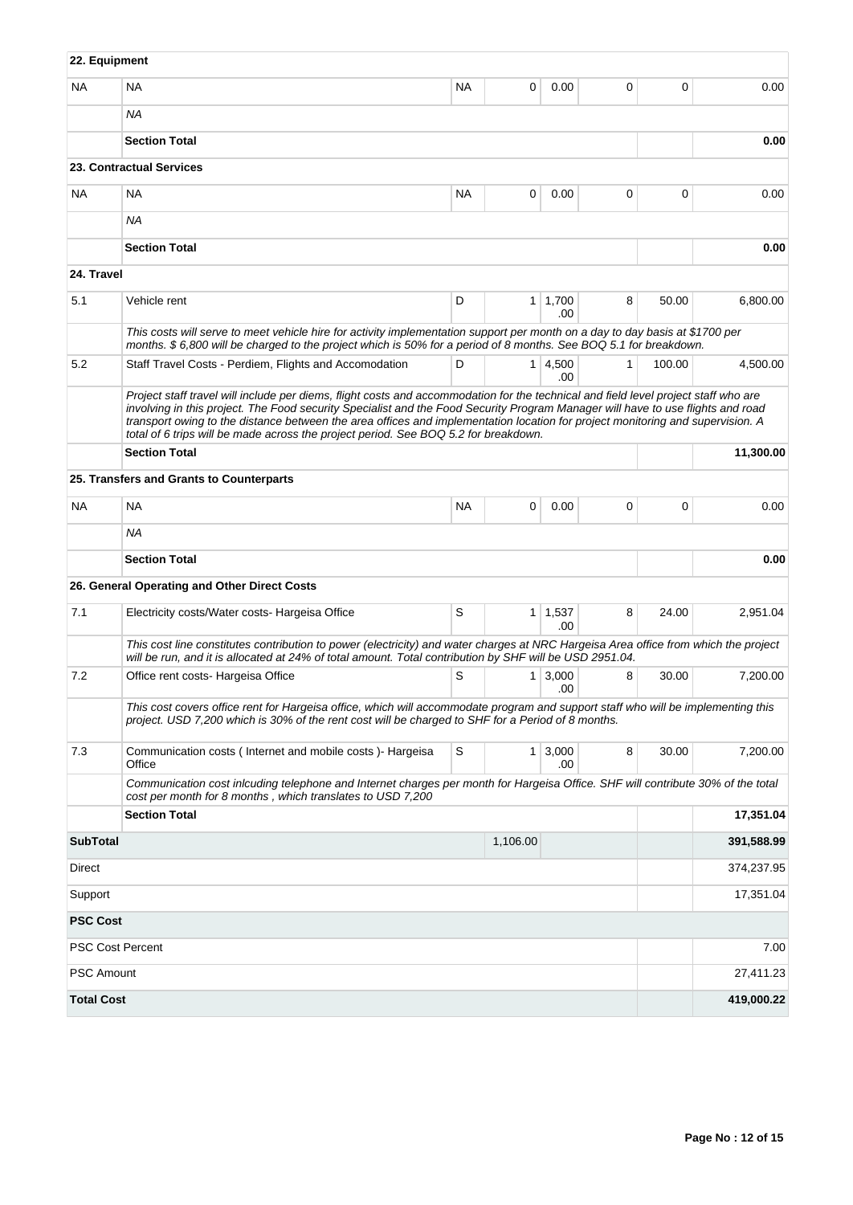| | | | | | | | |
|---|---|---|---|---|---|---|---|
| **22. Equipment** | | | | | | | |
| NA | NA | NA | 0 | 0.00 | 0 | 0 | 0.00 |
| | *NA* | | | | | | |
| | **Section Total** | | | | | | **0.00** |
| | **23. Contractual Services** | | | | | | |
| NA | NA | NA | 0 | 0.00 | 0 | 0 | 0.00 |
| | *NA* | | | | | | |
| | **Section Total** | | | | | | **0.00** |
| **24. Travel** | | | | | | | |
| 5.1 | Vehicle rent | D | 1 | 1,700.00 | 8 | 50.00 | 6,800.00 |
| | *This costs will serve to meet vehicle hire for activity implementation support per month on a day to day basis at $1700 per months. $ 6,800 will be charged to the project which is 50% for a period of 8 months. See BOQ 5.1 for breakdown.* | | | | | | |
| 5.2 | Staff Travel Costs - Perdiem, Flights and Accomodation | D | 1 | 4,500.00 | 1 | 100.00 | 4,500.00 |
| | *Project staff travel will include per diems, flight costs and accommodation for the technical and field level project staff who are involving in this project. The Food security Specialist and the Food Security Program Manager will have to use flights and road transport owing to the distance between the area offices and implementation location for project monitoring and supervision. A total of 6 trips will be made across the project period. See BOQ 5.2 for breakdown.* | | | | | | |
| | **Section Total** | | | | | | **11,300.00** |
| | **25. Transfers and Grants to Counterparts** | | | | | | |
| NA | NA | NA | 0 | 0.00 | 0 | 0 | 0.00 |
| | *NA* | | | | | | |
| | **Section Total** | | | | | | **0.00** |
| | **26. General Operating and Other Direct Costs** | | | | | | |
| 7.1 | Electricity costs/Water costs- Hargeisa Office | S | 1 | 1,537.00 | 8 | 24.00 | 2,951.04 |
| | *This cost line constitutes contribution to power (electricity) and water charges at NRC Hargeisa Area office from which the project will be run, and it is allocated at 24% of total amount. Total contribution by SHF will be USD 2951.04.* | | | | | | |
| 7.2 | Office rent costs- Hargeisa Office | S | 1 | 3,000.00 | 8 | 30.00 | 7,200.00 |
| | *This cost covers office rent for Hargeisa office, which will accommodate program and support staff who will be implementing this project. USD 7,200 which is 30% of the rent cost will be charged to SHF for a Period of 8 months.* | | | | | | |
| 7.3 | Communication costs ( Internet and mobile costs )- Hargeisa Office | S | 1 | 3,000.00 | 8 | 30.00 | 7,200.00 |
| | *Communication cost inlcuding telephone and Internet charges per month for Hargeisa Office. SHF will contribute 30% of the total cost per month for 8 months , which translates to USD 7,200* | | | | | | |
| | **Section Total** | | | | | | **17,351.04** |
| **SubTotal** | | | 1,106.00 | | | | **391,588.99** |
| Direct | | | | | | | 374,237.95 |
| Support | | | | | | | 17,351.04 |
| **PSC Cost** | | | | | | | |
| PSC Cost Percent | | | | | | | 7.00 |
| PSC Amount | | | | | | | 27,411.23 |
| **Total Cost** | | | | | | | **419,000.22** |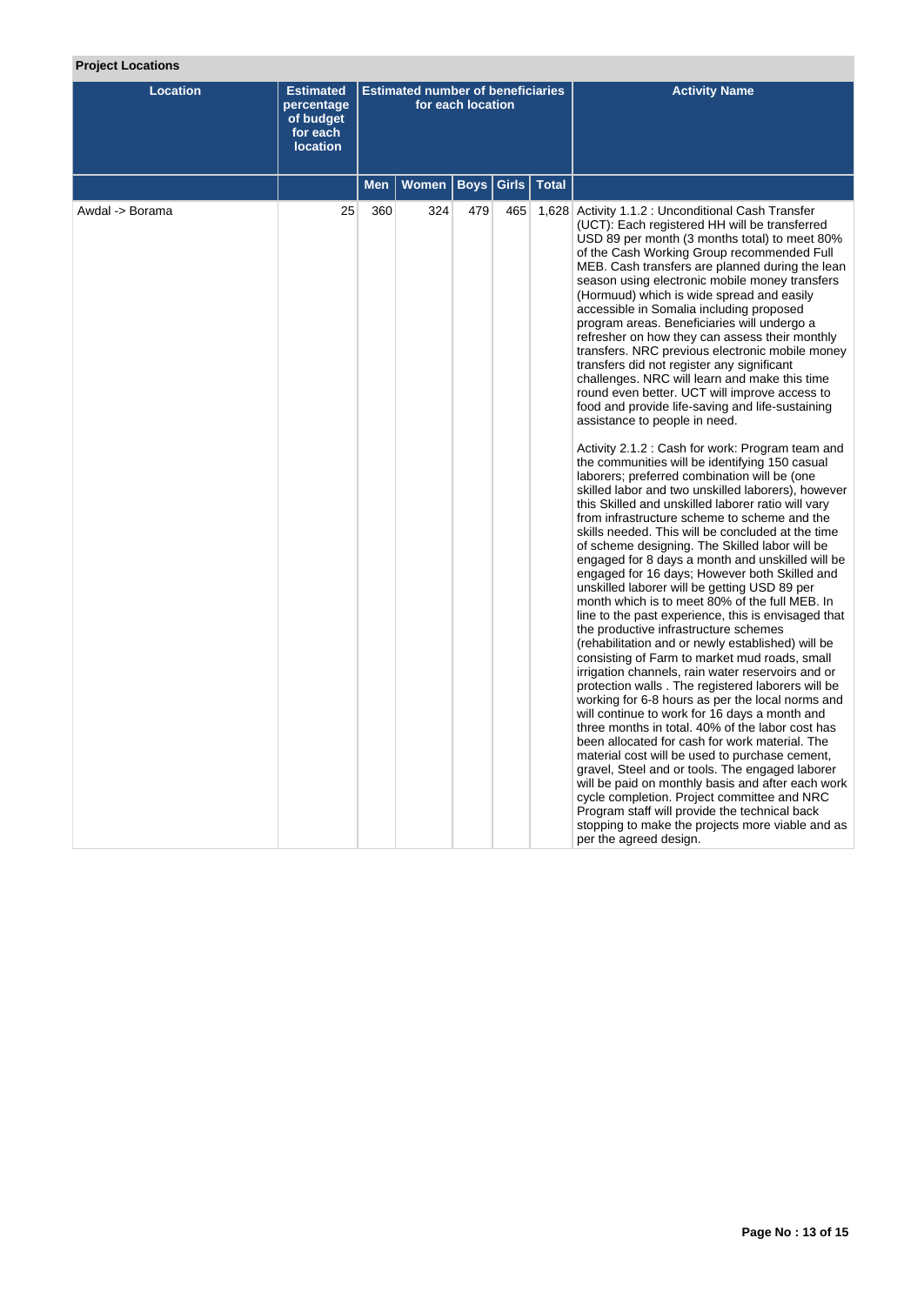**Project Locations**

| Location | Estimated percentage of budget for each location | Estimated number of beneficiaries for each location | | | | | Activity Name |
|---|---|---|---|---|---|---|---|
| | | Men | Women | Boys | Girls | Total | |
| Awdal -> Borama | 25 | 360 | 324 | 479 | 465 | 1,628 | Activity 1.1.2 : Unconditional Cash Transfer (UCT): Each registered HH will be transferred USD 89 per month (3 months total) to meet 80% of the Cash Working Group recommended Full MEB. Cash transfers are planned during the lean season using electronic mobile money transfers (Hormuud) which is wide spread and easily accessible in Somalia including proposed program areas. Beneficiaries will undergo a refresher on how they can assess their monthly transfers. NRC previous electronic mobile money transfers did not register any significant challenges. NRC will learn and make this time round even better. UCT will improve access to food and provide life-saving and life-sustaining assistance to people in need.<br><br>Activity 2.1.2 : Cash for work: Program team and the communities will be identifying 150 casual laborers; preferred combination will be (one skilled labor and two unskilled laborers), however this Skilled and unskilled laborer ratio will vary from infrastructure scheme to scheme and the skills needed. This will be concluded at the time of scheme designing. The Skilled labor will be engaged for 8 days a month and unskilled will be engaged for 16 days; However both Skilled and unskilled laborer will be getting USD 89 per month which is to meet 80% of the full MEB. In line to the past experience, this is envisaged that the productive infrastructure schemes (rehabilitation and or newly established) will be consisting of Farm to market mud roads, small irrigation channels, rain water reservoirs and or protection walls . The registered laborers will be working for 6-8 hours as per the local norms and will continue to work for 16 days a month and three months in total. 40% of the labor cost has been allocated for cash for work material. The material cost will be used to purchase cement, gravel, Steel and or tools. The engaged laborer will be paid on monthly basis and after each work cycle completion. Project committee and NRC Program staff will provide the technical back stopping to make the projects more viable and as per the agreed design. |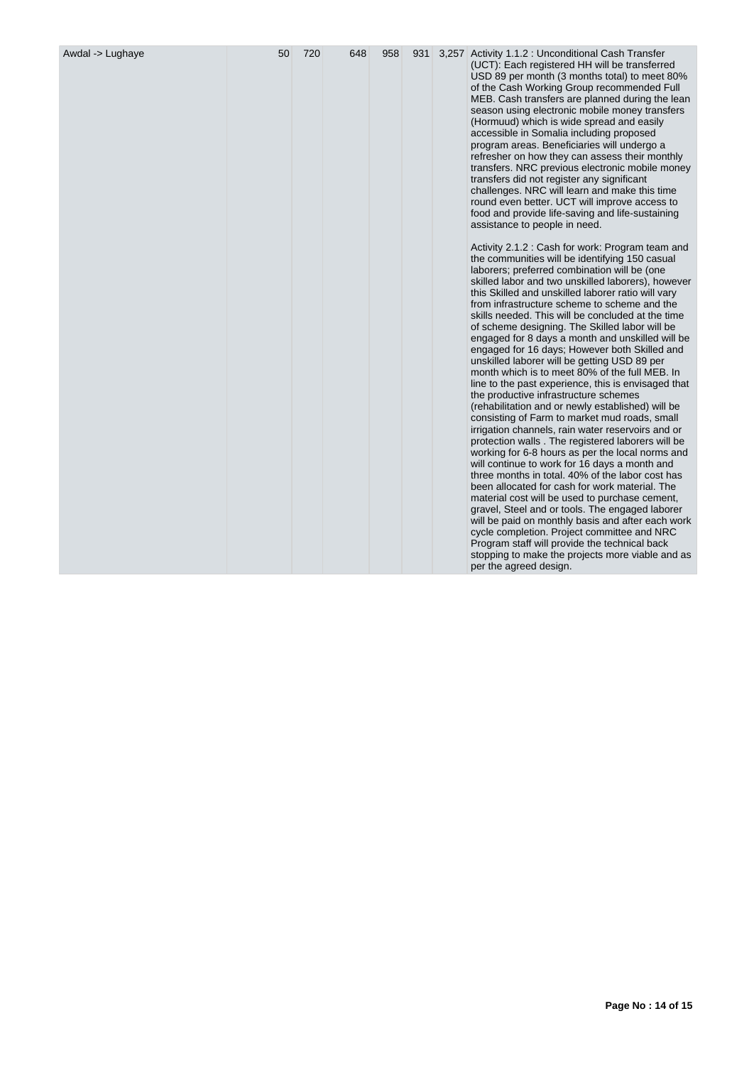| Awdal -> Lughaye | 50 | 720 | 648 | 958 | 931 | 3,257 | Activity 1.1.2 : Unconditional Cash Transfer (UCT): Each registered HH will be transferred USD 89 per month (3 months total) to meet 80% of the Cash Working Group recommended Full MEB. Cash transfers are planned during the lean season using electronic mobile money transfers (Hormuud) which is wide spread and easily accessible in Somalia including proposed program areas. Beneficiaries will undergo a refresher on how they can assess their monthly transfers. NRC previous electronic mobile money transfers did not register any significant challenges. NRC will learn and make this time round even better. UCT will improve access to food and provide life-saving and life-sustaining assistance to people in need.<br><br>Activity 2.1.2 : Cash for work: Program team and the communities will be identifying 150 casual laborers; preferred combination will be (one skilled labor and two unskilled laborers), however this Skilled and unskilled laborer ratio will vary from infrastructure scheme to scheme and the skills needed. This will be concluded at the time of scheme designing. The Skilled labor will be engaged for 8 days a month and unskilled will be engaged for 16 days; However both Skilled and unskilled laborer will be getting USD 89 per month which is to meet 80% of the full MEB. In line to the past experience, this is envisaged that the productive infrastructure schemes (rehabilitation and or newly established) will be consisting of Farm to market mud roads, small irrigation channels, rain water reservoirs and or protection walls . The registered laborers will be working for 6-8 hours as per the local norms and will continue to work for 16 days a month and three months in total. 40% of the labor cost has been allocated for cash for work material. The material cost will be used to purchase cement, gravel, Steel and or tools. The engaged laborer will be paid on monthly basis and after each work cycle completion. Project committee and NRC Program staff will provide the technical back stopping to make the projects more viable and as per the agreed design. |
|---|---|---|---|---|---|---|---|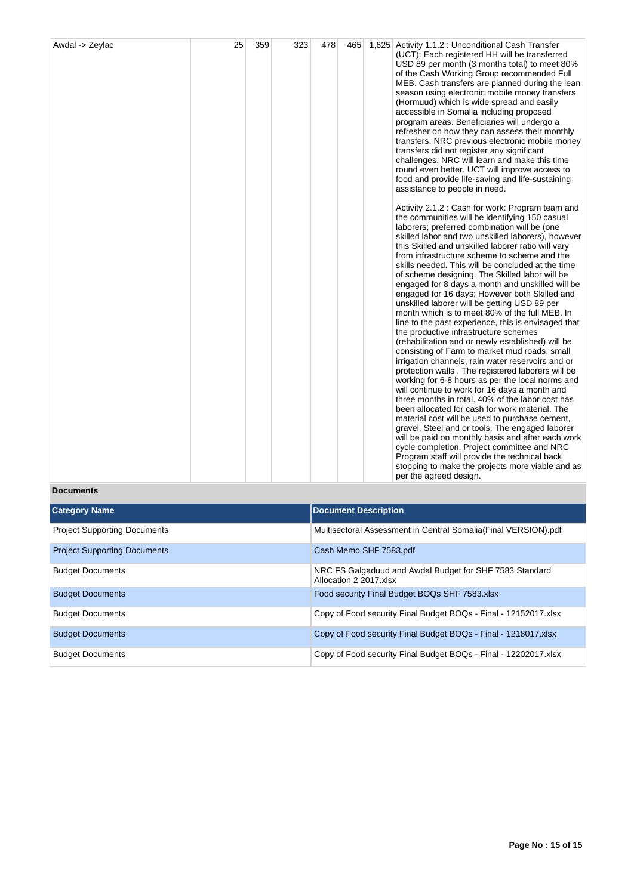| | | | | | | | |
|---|---|---|---|---|---|---|---|
| Awdal -> Zeylac | 25 | 359 | 323 | 478 | 465 | 1,625 | Activity 1.1.2 : Unconditional Cash Transfer (UCT): Each registered HH will be transferred USD 89 per month (3 months total) to meet 80% of the Cash Working Group recommended Full MEB. Cash transfers are planned during the lean season using electronic mobile money transfers (Hormuud) which is wide spread and easily accessible in Somalia including proposed program areas. Beneficiaries will undergo a refresher on how they can assess their monthly transfers. NRC previous electronic mobile money transfers did not register any significant challenges. NRC will learn and make this time round even better. UCT will improve access to food and provide life-saving and life-sustaining assistance to people in need.<br><br>Activity 2.1.2 : Cash for work: Program team and the communities will be identifying 150 casual laborers; preferred combination will be (one skilled labor and two unskilled laborers), however this Skilled and unskilled laborer ratio will vary from infrastructure scheme to scheme and the skills needed. This will be concluded at the time of scheme designing. The Skilled labor will be engaged for 8 days a month and unskilled will be engaged for 16 days; However both Skilled and unskilled laborer will be getting USD 89 per month which is to meet 80% of the full MEB. In line to the past experience, this is envisaged that the productive infrastructure schemes (rehabilitation and or newly established) will be consisting of Farm to market mud roads, small irrigation channels, rain water reservoirs and or protection walls . The registered laborers will be working for 6-8 hours as per the local norms and will continue to work for 16 days a month and three months in total. 40% of the labor cost has been allocated for cash for work material. The material cost will be used to purchase cement, gravel, Steel and or tools. The engaged laborer will be paid on monthly basis and after each work cycle completion. Project committee and NRC Program staff will provide the technical back stopping to make the projects more viable and as per the agreed design. |

**Documents**

| Category Name | Document Description |
|---|---|
| Project Supporting Documents | Multisectoral Assessment in Central Somalia(Final VERSION).pdf |
| Project Supporting Documents | Cash Memo SHF 7583.pdf |
| Budget Documents | NRC FS Galgaduud and Awdal Budget for SHF 7583 Standard Allocation 2 2017.xlsx |
| Budget Documents | Food security Final Budget BOQs SHF 7583.xlsx |
| Budget Documents | Copy of Food security Final Budget BOQs - Final - 12152017.xlsx |
| Budget Documents | Copy of Food security Final Budget BOQs - Final - 1218017.xlsx |
| Budget Documents | Copy of Food security Final Budget BOQs - Final - 12202017.xlsx |